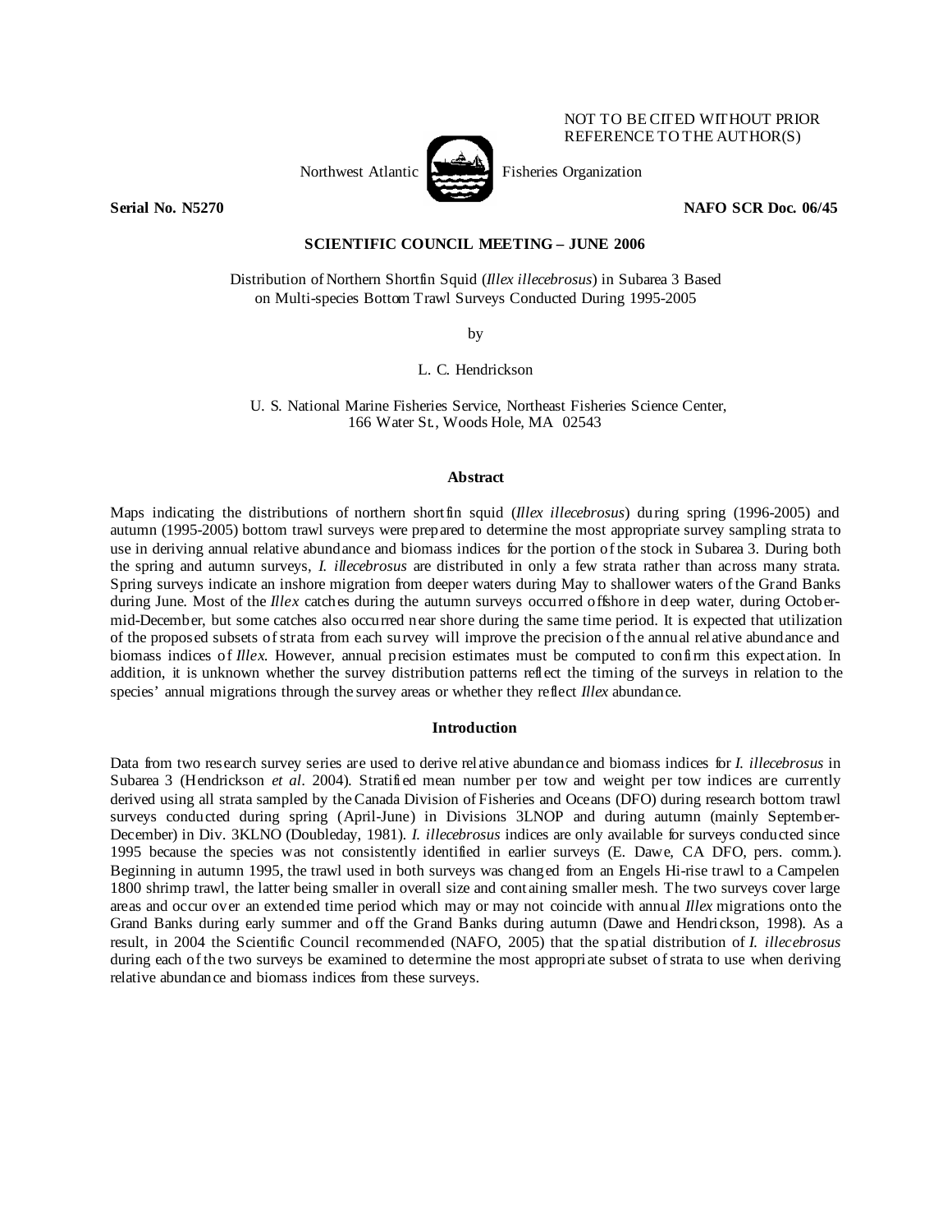NOT TO BE CITED WITHOUT PRIOR REFERENCE TO THE AUTHOR(S)

Northwest Atlantic Fisheries Organization

**Serial No. N5270** **NAFO SCR Doc. 06/45**

**SCIENTIFIC COUNCIL MEETING – JUNE 2006**

Distribution of Northern Shortfin Squid (*Illex illecebrosus*) in Subarea 3 Based on Multi-species Bottom Trawl Surveys Conducted During 1995-2005

by

L. C. Hendrickson

U. S. National Marine Fisheries Service, Northeast Fisheries Science Center, 166 Water St., Woods Hole, MA 02543

## Abstract

Maps indicating the distributions of northern shortfin squid (*Illex illecebrosus*) during spring (1996-2005) and autumn (1995-2005) bottom trawl surveys were prepared to determine the most appropriate survey sampling strata to use in deriving annual relative abundance and biomass indices for the portion of the stock in Subarea 3. During both the spring and autumn surveys, *I. illecebrosus* are distributed in only a few strata rather than across many strata. Spring surveys indicate an inshore migration from deeper waters during May to shallower waters of the Grand Banks during June. Most of the *Illex* catches during the autumn surveys occurred offshore in deep water, during October-mid-December, but some catches also occurred near shore during the same time period. It is expected that utilization of the proposed subsets of strata from each survey will improve the precision of the annual relative abundance and biomass indices of *Illex*. However, annual precision estimates must be computed to confirm this expectation. In addition, it is unknown whether the survey distribution patterns reflect the timing of the surveys in relation to the species' annual migrations through the survey areas or whether they reflect *Illex* abundance.

## Introduction

Data from two research survey series are used to derive relative abundance and biomass indices for *I. illecebrosus* in Subarea 3 (Hendrickson *et al*. 2004). Stratified mean number per tow and weight per tow indices are currently derived using all strata sampled by the Canada Division of Fisheries and Oceans (DFO) during research bottom trawl surveys conducted during spring (April-June) in Divisions 3LNOP and during autumn (mainly September-December) in Div. 3KLNO (Doubleday, 1981). *I. illecebrosus* indices are only available for surveys conducted since 1995 because the species was not consistently identified in earlier surveys (E. Dawe, CA DFO, pers. comm.). Beginning in autumn 1995, the trawl used in both surveys was changed from an Engels Hi-rise trawl to a Campelen 1800 shrimp trawl, the latter being smaller in overall size and containing smaller mesh. The two surveys cover large areas and occur over an extended time period which may or may not coincide with annual *Illex* migrations onto the Grand Banks during early summer and off the Grand Banks during autumn (Dawe and Hendrickson, 1998). As a result, in 2004 the Scientific Council recommended (NAFO, 2005) that the spatial distribution of *I. illecebrosus* during each of the two surveys be examined to determine the most appropriate subset of strata to use when deriving relative abundance and biomass indices from these surveys.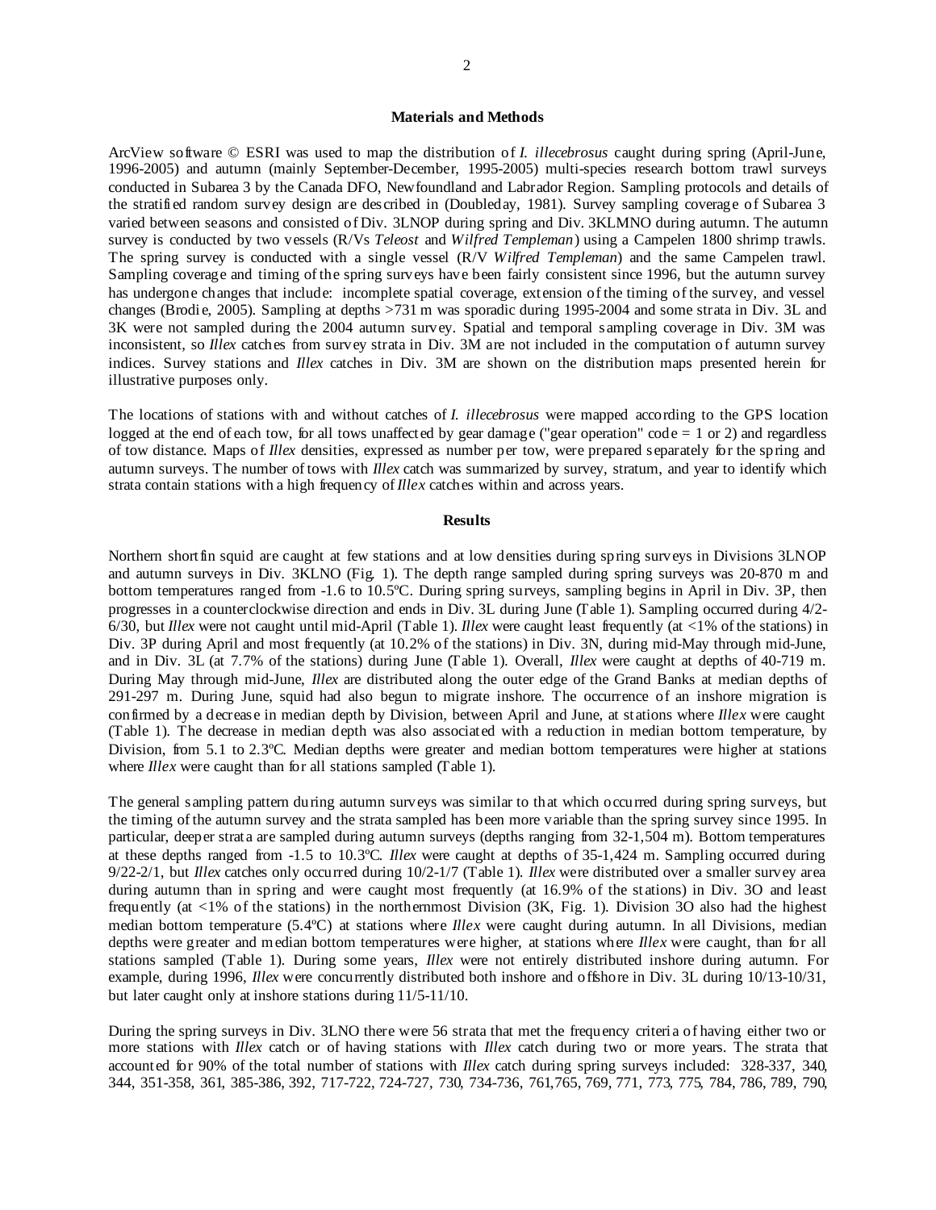## Materials and Methods

ArcView software © ESRI was used to map the distribution of *I. illecebrosus* caught during spring (April-June, 1996-2005) and autumn (mainly September-December, 1995-2005) multi-species research bottom trawl surveys conducted in Subarea 3 by the Canada DFO, Newfoundland and Labrador Region. Sampling protocols and details of the stratified random survey design are described in (Doubleday, 1981). Survey sampling coverage of Subarea 3 varied between seasons and consisted of Div. 3LNOP during spring and Div. 3KLMNO during autumn. The autumn survey is conducted by two vessels (R/Vs *Teleost* and *Wilfred Templeman*) using a Campelen 1800 shrimp trawls. The spring survey is conducted with a single vessel (R/V *Wilfred Templeman*) and the same Campelen trawl. Sampling coverage and timing of the spring surveys have been fairly consistent since 1996, but the autumn survey has undergone changes that include: incomplete spatial coverage, extension of the timing of the survey, and vessel changes (Brodie, 2005). Sampling at depths >731 m was sporadic during 1995-2004 and some strata in Div. 3L and 3K were not sampled during the 2004 autumn survey. Spatial and temporal sampling coverage in Div. 3M was inconsistent, so *Illex* catches from survey strata in Div. 3M are not included in the computation of autumn survey indices. Survey stations and *Illex* catches in Div. 3M are shown on the distribution maps presented herein for illustrative purposes only.

The locations of stations with and without catches of *I. illecebrosus* were mapped according to the GPS location logged at the end of each tow, for all tows unaffected by gear damage ("gear operation" code = 1 or 2) and regardless of tow distance. Maps of *Illex* densities, expressed as number per tow, were prepared separately for the spring and autumn surveys. The number of tows with *Illex* catch was summarized by survey, stratum, and year to identify which strata contain stations with a high frequency of *Illex* catches within and across years.

## Results

Northern shortfin squid are caught at few stations and at low densities during spring surveys in Divisions 3LNOP and autumn surveys in Div. 3KLNO (Fig. 1). The depth range sampled during spring surveys was 20-870 m and bottom temperatures ranged from -1.6 to 10.5ºC. During spring surveys, sampling begins in April in Div. 3P, then progresses in a counterclockwise direction and ends in Div. 3L during June (Table 1). Sampling occurred during 4/2-6/30, but *Illex* were not caught until mid-April (Table 1). *Illex* were caught least frequently (at <1% of the stations) in Div. 3P during April and most frequently (at 10.2% of the stations) in Div. 3N, during mid-May through mid-June, and in Div. 3L (at 7.7% of the stations) during June (Table 1). Overall, *Illex* were caught at depths of 40-719 m. During May through mid-June, *Illex* are distributed along the outer edge of the Grand Banks at median depths of 291-297 m. During June, squid had also begun to migrate inshore. The occurrence of an inshore migration is confirmed by a decrease in median depth by Division, between April and June, at stations where *Illex* were caught (Table 1). The decrease in median depth was also associated with a reduction in median bottom temperature, by Division, from 5.1 to 2.3ºC. Median depths were greater and median bottom temperatures were higher at stations where *Illex* were caught than for all stations sampled (Table 1).

The general sampling pattern during autumn surveys was similar to that which occurred during spring surveys, but the timing of the autumn survey and the strata sampled has been more variable than the spring survey since 1995. In particular, deeper strata are sampled during autumn surveys (depths ranging from 32-1,504 m). Bottom temperatures at these depths ranged from -1.5 to 10.3ºC. *Illex* were caught at depths of 35-1,424 m. Sampling occurred during 9/22-2/1, but *Illex* catches only occurred during 10/2-1/7 (Table 1). *Illex* were distributed over a smaller survey area during autumn than in spring and were caught most frequently (at 16.9% of the stations) in Div. 3O and least frequently (at <1% of the stations) in the northernmost Division (3K, Fig. 1). Division 3O also had the highest median bottom temperature (5.4ºC) at stations where *Illex* were caught during autumn. In all Divisions, median depths were greater and median bottom temperatures were higher, at stations where *Illex* were caught, than for all stations sampled (Table 1). During some years, *Illex* were not entirely distributed inshore during autumn. For example, during 1996, *Illex* were concurrently distributed both inshore and offshore in Div. 3L during 10/13-10/31, but later caught only at inshore stations during 11/5-11/10.

During the spring surveys in Div. 3LNO there were 56 strata that met the frequency criteria of having either two or more stations with *Illex* catch or of having stations with *Illex* catch during two or more years. The strata that accounted for 90% of the total number of stations with *Illex* catch during spring surveys included: 328-337, 340, 344, 351-358, 361, 385-386, 392, 717-722, 724-727, 730, 734-736, 761,765, 769, 771, 773, 775, 784, 786, 789, 790,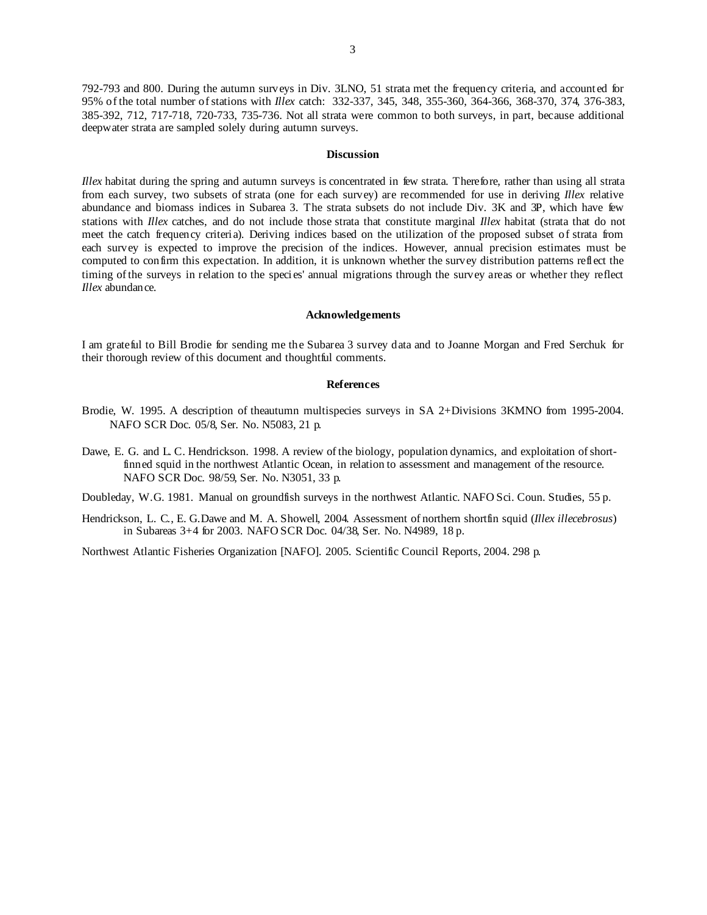792-793 and 800. During the autumn surveys in Div. 3LNO, 51 strata met the frequency criteria, and accounted for 95% of the total number of stations with *Illex* catch: 332-337, 345, 348, 355-360, 364-366, 368-370, 374, 376-383, 385-392, 712, 717-718, 720-733, 735-736. Not all strata were common to both surveys, in part, because additional deepwater strata are sampled solely during autumn surveys.

## Discussion

*Illex* habitat during the spring and autumn surveys is concentrated in few strata. Therefore, rather than using all strata from each survey, two subsets of strata (one for each survey) are recommended for use in deriving *Illex* relative abundance and biomass indices in Subarea 3. The strata subsets do not include Div. 3K and 3P, which have few stations with *Illex* catches, and do not include those strata that constitute marginal *Illex* habitat (strata that do not meet the catch frequency criteria). Deriving indices based on the utilization of the proposed subset of strata from each survey is expected to improve the precision of the indices. However, annual precision estimates must be computed to confirm this expectation. In addition, it is unknown whether the survey distribution patterns reflect the timing of the surveys in relation to the species' annual migrations through the survey areas or whether they reflect *Illex* abundance.

## Acknowledgements

I am grateful to Bill Brodie for sending me the Subarea 3 survey data and to Joanne Morgan and Fred Serchuk for their thorough review of this document and thoughtful comments.

## References

Brodie, W. 1995. A description of theautumn multispecies surveys in SA 2+Divisions 3KMNO from 1995-2004. NAFO SCR Doc. 05/8, Ser. No. N5083, 21 p.

Dawe, E. G. and L. C. Hendrickson. 1998. A review of the biology, population dynamics, and exploitation of short-finned squid in the northwest Atlantic Ocean, in relation to assessment and management of the resource. NAFO SCR Doc. 98/59, Ser. No. N3051, 33 p.

Doubleday, W.G. 1981. Manual on groundfish surveys in the northwest Atlantic. NAFO Sci. Coun. Studies, 55 p.

Hendrickson, L. C., E. G.Dawe and M. A. Showell, 2004. Assessment of northern shortfin squid (*Illex illecebrosus*) in Subareas 3+4 for 2003. NAFO SCR Doc. 04/38, Ser. No. N4989, 18 p.

Northwest Atlantic Fisheries Organization [NAFO]. 2005. Scientific Council Reports, 2004. 298 p.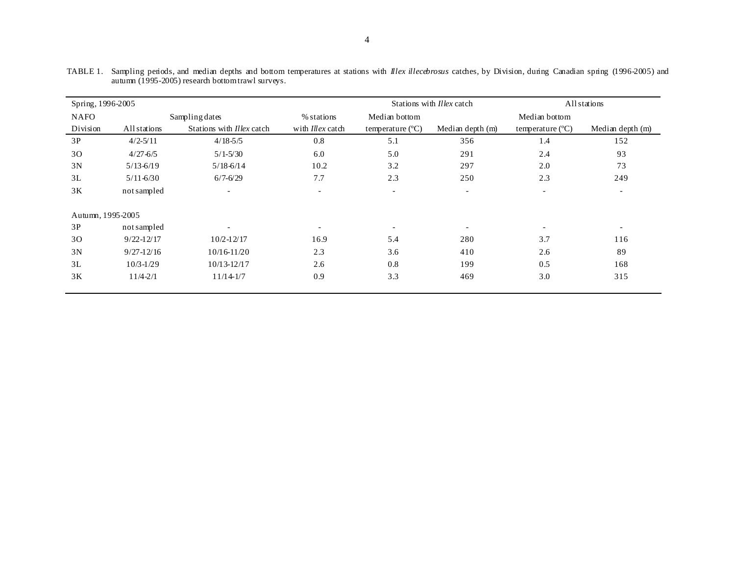TABLE 1. Sampling periods, and median depths and bottom temperatures at stations with *Illex illecebrosus* catches, by Division, during Canadian spring (1996-2005) and autumn (1995-2005) research bottom trawl surveys.

| Spring, 1996-2005 | | | | Stations with *Illex* catch | | All stations | |
|---|---|---|---|---|---|---|---|
| NAFO | Sampling dates | | % stations | Median bottom | | Median bottom | |
| Division | All stations | Stations with *Illex* catch | with *Illex* catch | temperature (ºC) | Median depth (m) | temperature (ºC) | Median depth (m) |
| 3P | 4/2-5/11 | 4/18-5/5 | 0.8 | 5.1 | 356 | 1.4 | 152 |
| 3O | 4/27-6/5 | 5/1-5/30 | 6.0 | 5.0 | 291 | 2.4 | 93 |
| 3N | 5/13-6/19 | 5/18-6/14 | 10.2 | 3.2 | 297 | 2.0 | 73 |
| 3L | 5/11-6/30 | 6/7-6/29 | 7.7 | 2.3 | 250 | 2.3 | 249 |
| 3K | not sampled | - | - | - | - | - | - |
| Autumn, 1995-2005 | | | | | | | |
| 3P | not sampled | - | - | - | - | - | - |
| 3O | 9/22-12/17 | 10/2-12/17 | 16.9 | 5.4 | 280 | 3.7 | 116 |
| 3N | 9/27-12/16 | 10/16-11/20 | 2.3 | 3.6 | 410 | 2.6 | 89 |
| 3L | 10/3-1/29 | 10/13-12/17 | 2.6 | 0.8 | 199 | 0.5 | 168 |
| 3K | 11/4-2/1 | 11/14-1/7 | 0.9 | 3.3 | 469 | 3.0 | 315 |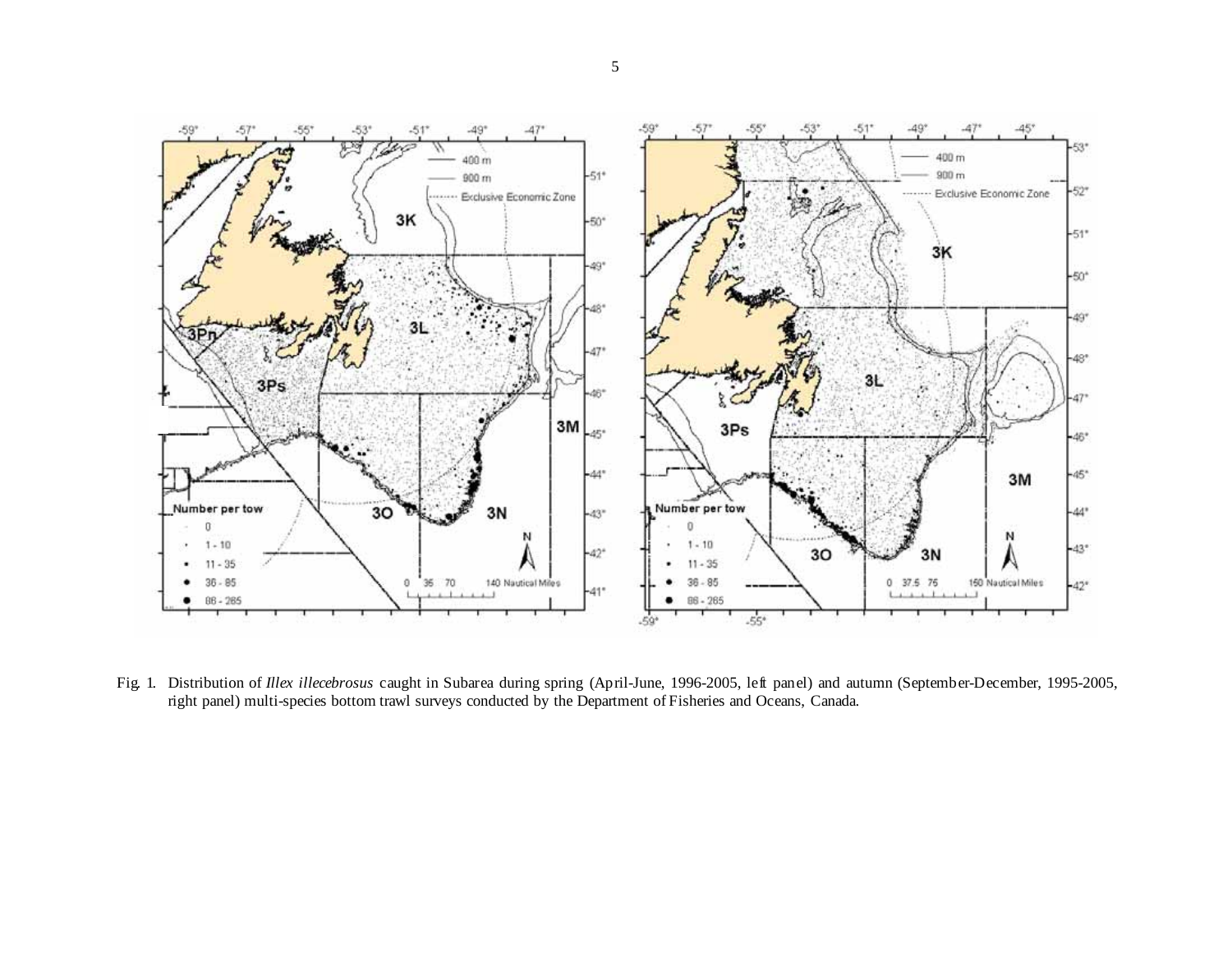-59° -57° -55° -53° -51° -49° -47°

400 m

900 m

Exclusive Economic Zone

3K

3L

3Pn

3Ps

3M

3O

3N

Number per tow

0

1 - 10

11 - 35

36 - 85

86 - 265

0 35 70 140 Nautical Miles

-51° -50° -49° -48° -47° -46° -45° -44° -43° -42° -41°

-59° -57° -55° -53° -51° -49° -47° -45°

400 m

900 m

Exclusive Economic Zone

3K

3L

3Ps

3M

3O

3N

Number per tow

0

1 - 10

11 - 35

36 - 85

86 - 265

0 37.5 75 150 Nautical Miles

-53° -52° -51° -50° -49° -48° -47° -46° -45° -44° -43° -42°

-59° -55°

Fig. 1. Distribution of *Illex illecebrosus* caught in Subarea during spring (April-June, 1996-2005, left panel) and autumn (September-December, 1995-2005, right panel) multi-species bottom trawl surveys conducted by the Department of Fisheries and Oceans, Canada.